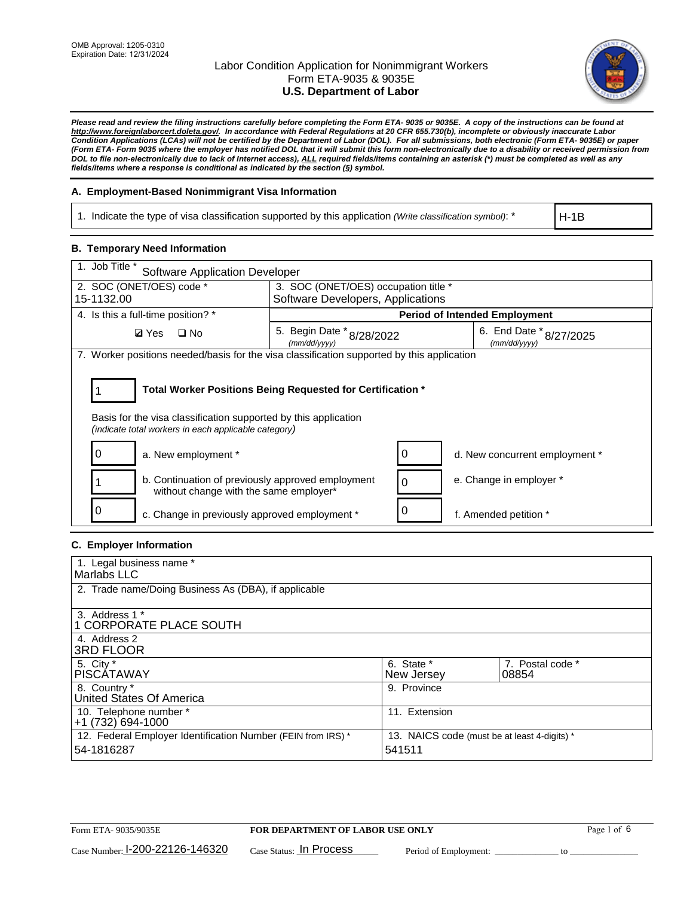OMB Approval: 1205-0310
Expiration Date: 12/31/2024

# Labor Condition Application for Nonimmigrant Workers
## Form ETA-9035 & 9035E
## U.S. Department of Labor

***Please read and review the filing instructions carefully before completing the Form ETA- 9035 or 9035E. A copy of the instructions can be found at http://www.foreignlaborcert.doleta.gov/. In accordance with Federal Regulations at 20 CFR 655.730(b), incomplete or obviously inaccurate Labor Condition Applications (LCAs) will not be certified by the Department of Labor (DOL). For all submissions, both electronic (Form ETA- 9035E) or paper (Form ETA- Form 9035 where the employer has notified DOL that it will submit this form non-electronically due to a disability or received permission from DOL to file non-electronically due to lack of Internet access), ALL required fields/items containing an asterisk (*) must be completed as well as any fields/items where a response is conditional as indicated by the section (§) symbol.***

### A. Employment-Based Nonimmigrant Visa Information

| 1. Indicate the type of visa classification supported by this application *(Write classification symbol)*: * | H-1B |
|---|---|

### B. Temporary Need Information

| 1. Job Title * Software Application Developer | | |
|---|---|---|
| 2. SOC (ONET/OES) code * 15-1132.00 | 3. SOC (ONET/OES) occupation title * Software Developers, Applications | |
| 4. Is this a full-time position? * ☑ Yes ☐ No | **Period of Intended Employment** | |
| | 5. Begin Date * *(mm/dd/yyyy)* 8/28/2022 | 6. End Date * *(mm/dd/yyyy)* 8/27/2025 |

7. Worker positions needed/basis for the visa classification supported by this application

| 1 | **Total Worker Positions Being Requested for Certification *** |
|---|---|

Basis for the visa classification supported by this application
*(indicate total workers in each applicable category)*

| | | | |
|---|---|---|---|
| 0 | a. New employment * | 0 | d. New concurrent employment * |
| 1 | b. Continuation of previously approved employment without change with the same employer* | 0 | e. Change in employer * |
| 0 | c. Change in previously approved employment * | 0 | f. Amended petition * |

### C. Employer Information

| | | |
|---|---|---|
| 1. Legal business name * Marlabs LLC | | |
| 2. Trade name/Doing Business As (DBA), if applicable | | |
| 3. Address 1 * 1 CORPORATE PLACE SOUTH | | |
| 4. Address 2 3RD FLOOR | | |
| 5. City * PISCATAWAY | 6. State * New Jersey | 7. Postal code * 08854 |
| 8. Country * United States Of America | 9. Province | |
| 10. Telephone number * +1 (732) 694-1000 | 11. Extension | |
| 12. Federal Employer Identification Number (FEIN from IRS) * 54-1816287 | 13. NAICS code (must be at least 4-digits) * 541511 | |

Form ETA- 9035/9035E | **FOR DEPARTMENT OF LABOR USE ONLY**

Case Number: I-200-22126-146320 Case Status: In Process Period of Employment: _____________ to _____________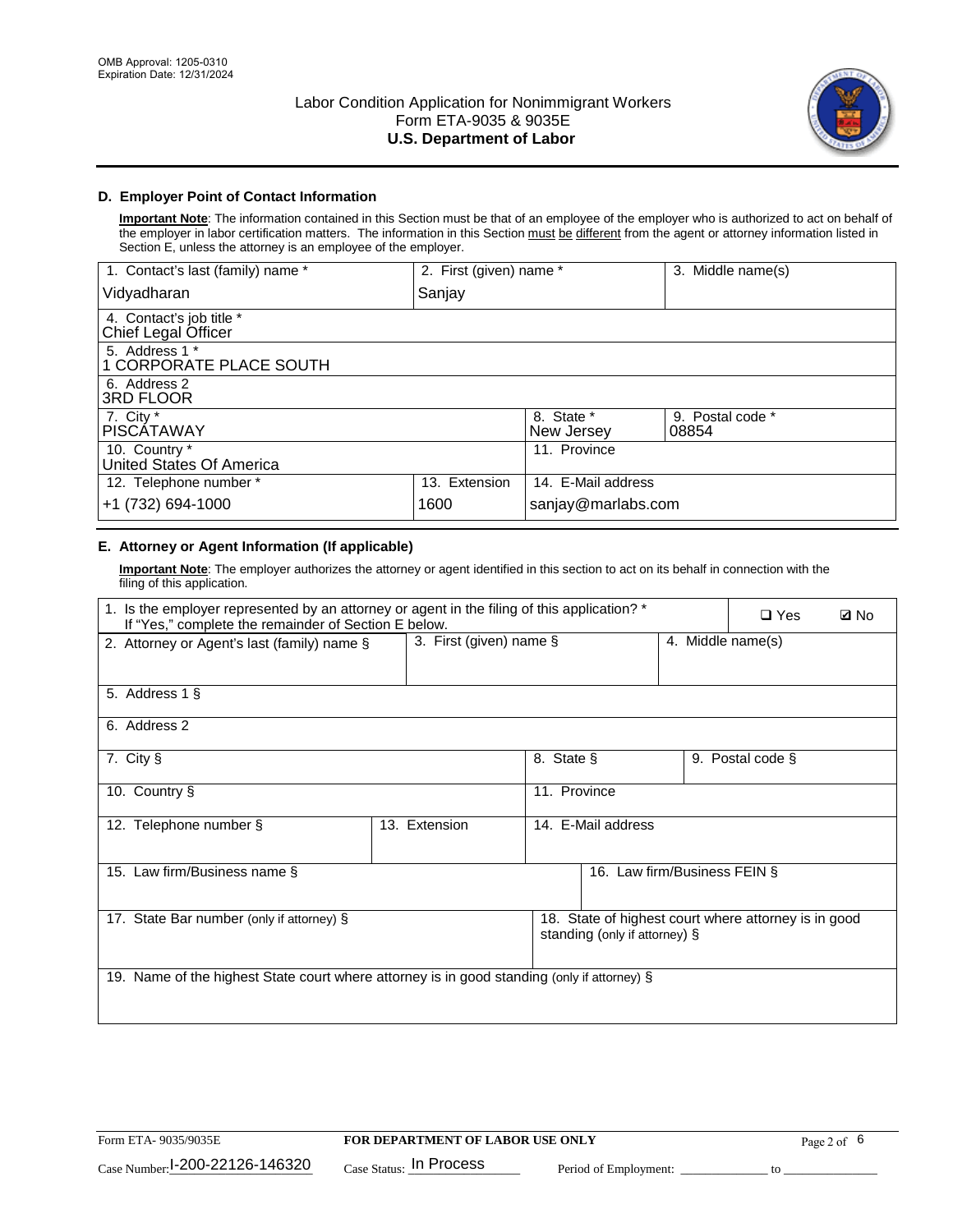OMB Approval: 1205-0310
Expiration Date: 12/31/2024

# Labor Condition Application for Nonimmigrant Workers
## Form ETA-9035 & 9035E
## U.S. Department of Labor

### D. Employer Point of Contact Information

**Important Note**: The information contained in this Section must be that of an employee of the employer who is authorized to act on behalf of the employer in labor certification matters. The information in this Section must be different from the agent or attorney information listed in Section E, unless the attorney is an employee of the employer.

| 1. Contact's last (family) name * | 2. First (given) name * | 3. Middle name(s) |
|---|---|---|
| Vidyadharan | Sanjay | |

| 4. Contact's job title * |
|---|
| Chief Legal Officer |
| **5. Address 1 *** |
| 1 CORPORATE PLACE SOUTH |
| **6. Address 2** |
| 3RD FLOOR |

| 7. City * | 8. State * | 9. Postal code * |
|---|---|---|
| PISCATAWAY | New Jersey | 08854 |

| 10. Country * | 11. Province |
|---|---|
| United States Of America | |

| 12. Telephone number * | 13. Extension | 14. E-Mail address |
|---|---|---|
| +1 (732) 694-1000 | 1600 | sanjay@marlabs.com |

### E. Attorney or Agent Information (If applicable)

**Important Note**: The employer authorizes the attorney or agent identified in this section to act on its behalf in connection with the filing of this application.

1. Is the employer represented by an attorney or agent in the filing of this application? * If "Yes," complete the remainder of Section E below. ❑ Yes ☑ No

| 2. Attorney or Agent's last (family) name § | 3. First (given) name § | 4. Middle name(s) |
|---|---|---|
| | | |

| 5. Address 1 § |
|---|
| |
| **6. Address 2** |
| |

| 7. City § | 8. State § | 9. Postal code § |
|---|---|---|
| | | |

| 10. Country § | 11. Province |
|---|---|
| | |

| 12. Telephone number § | 13. Extension | 14. E-Mail address |
|---|---|---|
| | | |

| 15. Law firm/Business name § | 16. Law firm/Business FEIN § |
|---|---|
| | |

| 17. State Bar number (only if attorney) § | 18. State of highest court where attorney is in good standing (only if attorney) § |
|---|---|
| | |

| 19. Name of the highest State court where attorney is in good standing (only if attorney) § |
|---|
| |

Form ETA- 9035/9035E | FOR DEPARTMENT OF LABOR USE ONLY

Case Number: I-200-22126-146320 Case Status: In Process Period of Employment: _____________ to _______________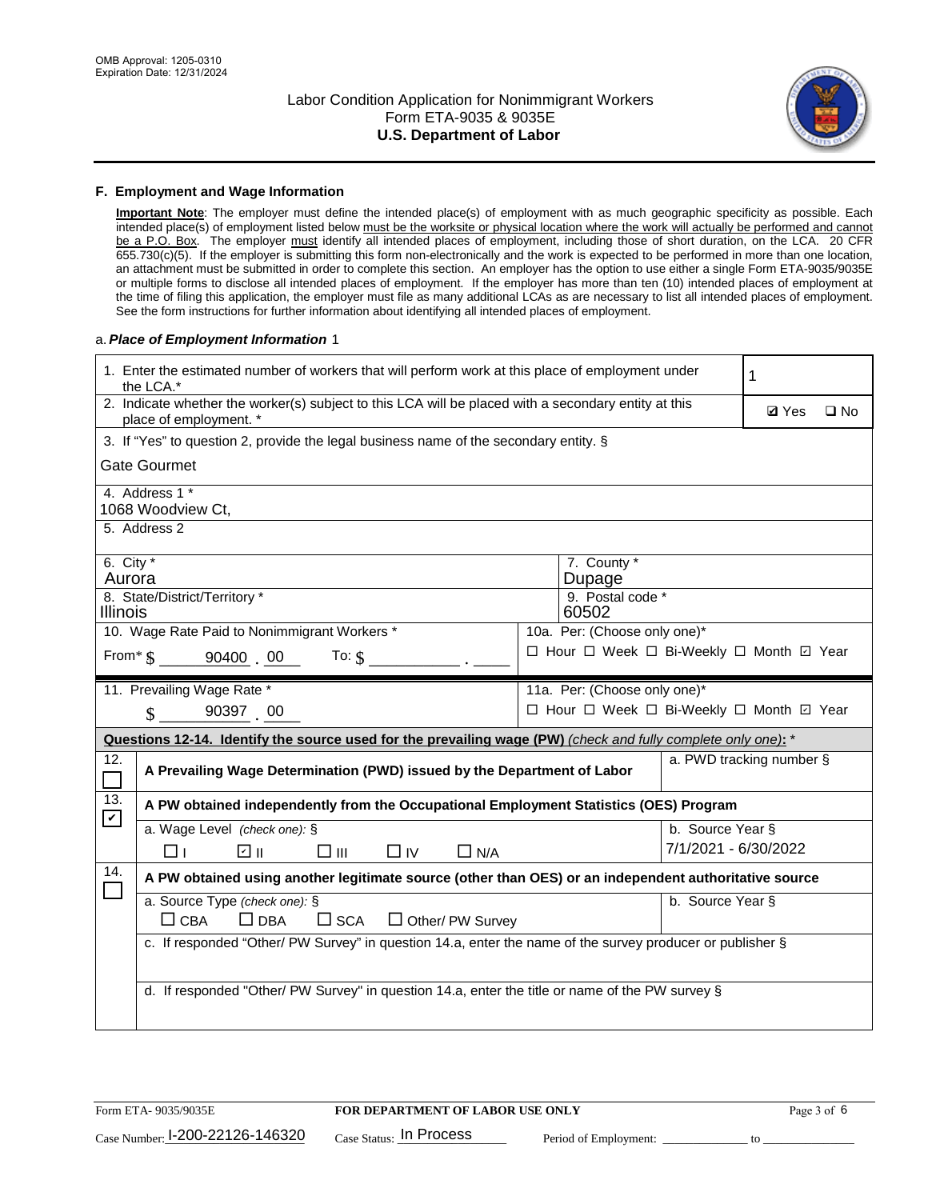## F. Employment and Wage Information

**Important Note**: The employer must define the intended place(s) of employment with as much geographic specificity as possible. Each intended place(s) of employment listed below must be the worksite or physical location where the work will actually be performed and cannot be a P.O. Box. The employer must identify all intended places of employment, including those of short duration, on the LCA. 20 CFR 655.730(c)(5). If the employer is submitting this form non-electronically and the work is expected to be performed in more than one location, an attachment must be submitted in order to complete this section. An employer has the option to use either a single Form ETA-9035/9035E or multiple forms to disclose all intended places of employment. If the employer has more than ten (10) intended places of employment at the time of filing this application, the employer must file as many additional LCAs as are necessary to list all intended places of employment. See the form instructions for further information about identifying all intended places of employment.

a. ***Place of Employment Information*** 1

| | |
|---|---|
| 1. Enter the estimated number of workers that will perform work at this place of employment under the LCA.* | 1 |
| 2. Indicate whether the worker(s) subject to this LCA will be placed with a secondary entity at this place of employment. * | ☑ Yes ☐ No |
| 3. If "Yes" to question 2, provide the legal business name of the secondary entity. § Gate Gourmet | |
| 4. Address 1 * 1068 Woodview Ct, | |
| 5. Address 2 | |
| 6. City * Aurora | 7. County * Dupage |
| 8. State/District/Territory * Illinois | 9. Postal code * 60502 |
| 10. Wage Rate Paid to Nonimmigrant Workers * From* $ 90400 . 00 To: $ ______ . ____ | 10a. Per: (Choose only one)* ☐ Hour ☐ Week ☐ Bi-Weekly ☐ Month ☑ Year |
| 11. Prevailing Wage Rate * $ 90397 . 00 | 11a. Per: (Choose only one)* ☐ Hour ☐ Week ☐ Bi-Weekly ☐ Month ☑ Year |

**Questions 12-14. Identify the source used for the prevailing wage (PW)** *(check and fully complete only one)*: *

| | | |
|---|---|---|
| 12. ☐ | **A Prevailing Wage Determination (PWD) issued by the Department of Labor** | a. PWD tracking number § |
| 13. ☑ | **A PW obtained independently from the Occupational Employment Statistics (OES) Program** | |
| | a. Wage Level *(check one)*: § ☐ I ☑ II ☐ III ☐ IV ☐ N/A | b. Source Year § 7/1/2021 - 6/30/2022 |
| 14. ☐ | **A PW obtained using another legitimate source (other than OES) or an independent authoritative source** | |
| | a. Source Type *(check one)*: § ☐ CBA ☐ DBA ☐ SCA ☐ Other/ PW Survey | b. Source Year § |
| | c. If responded "Other/ PW Survey" in question 14.a, enter the name of the survey producer or publisher § | |
| | d. If responded "Other/ PW Survey" in question 14.a, enter the title or name of the PW survey § | |

Form ETA- 9035/9035E **FOR DEPARTMENT OF LABOR USE ONLY**

Case Number: I-200-22126-146320 Case Status: In Process Period of Employment: ____________ to ______________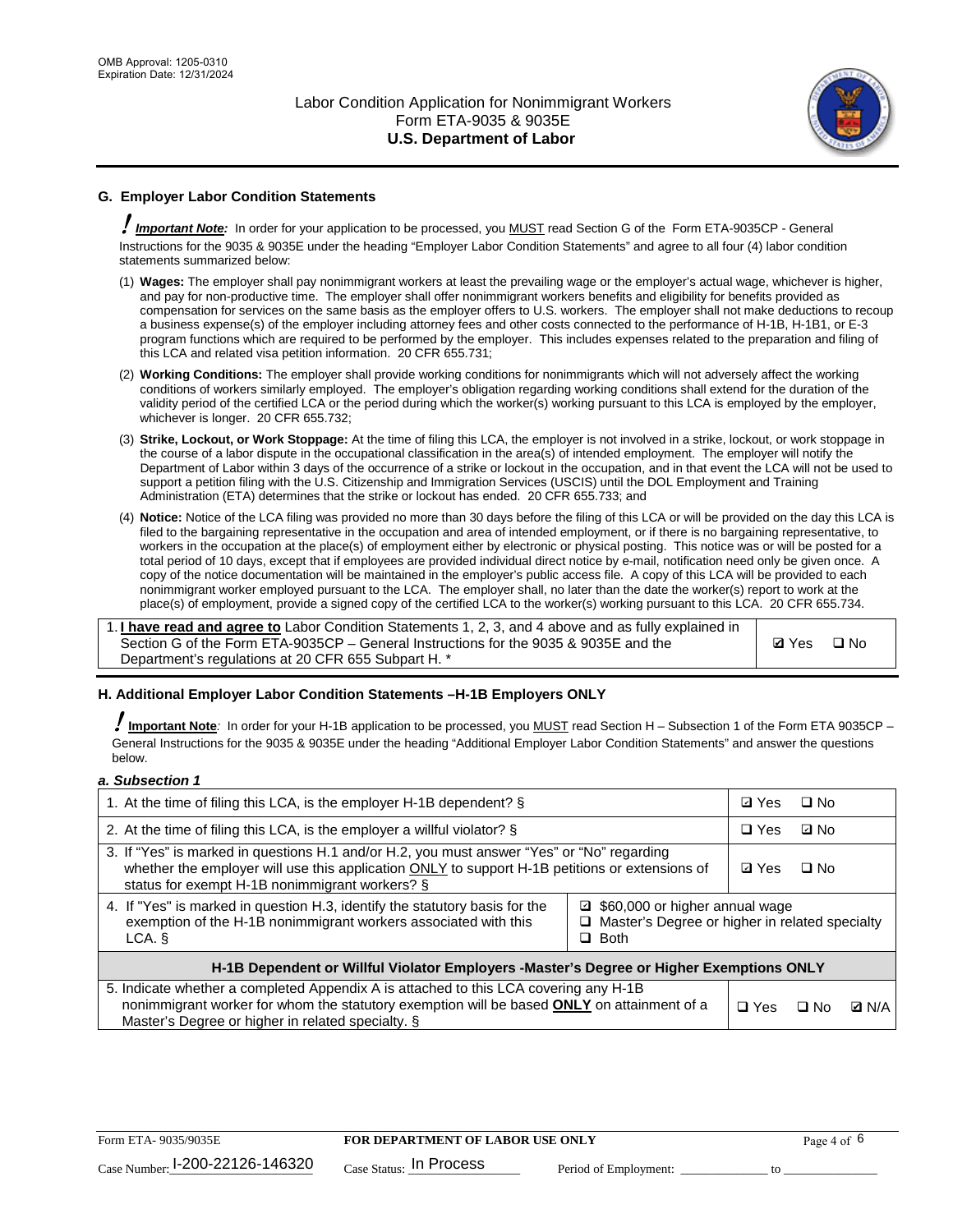## G. Employer Labor Condition Statements

! ***Important Note:*** In order for your application to be processed, you MUST read Section G of the Form ETA-9035CP - General Instructions for the 9035 & 9035E under the heading "Employer Labor Condition Statements" and agree to all four (4) labor condition statements summarized below:

(1) **Wages:** The employer shall pay nonimmigrant workers at least the prevailing wage or the employer's actual wage, whichever is higher, and pay for non-productive time. The employer shall offer nonimmigrant workers benefits and eligibility for benefits provided as compensation for services on the same basis as the employer offers to U.S. workers. The employer shall not make deductions to recoup a business expense(s) of the employer including attorney fees and other costs connected to the performance of H-1B, H-1B1, or E-3 program functions which are required to be performed by the employer. This includes expenses related to the preparation and filing of this LCA and related visa petition information. 20 CFR 655.731;

(2) **Working Conditions:** The employer shall provide working conditions for nonimmigrants which will not adversely affect the working conditions of workers similarly employed. The employer's obligation regarding working conditions shall extend for the duration of the validity period of the certified LCA or the period during which the worker(s) working pursuant to this LCA is employed by the employer, whichever is longer. 20 CFR 655.732;

(3) **Strike, Lockout, or Work Stoppage:** At the time of filing this LCA, the employer is not involved in a strike, lockout, or work stoppage in the course of a labor dispute in the occupational classification in the area(s) of intended employment. The employer will notify the Department of Labor within 3 days of the occurrence of a strike or lockout in the occupation, and in that event the LCA will not be used to support a petition filing with the U.S. Citizenship and Immigration Services (USCIS) until the DOL Employment and Training Administration (ETA) determines that the strike or lockout has ended. 20 CFR 655.733; and

(4) **Notice:** Notice of the LCA filing was provided no more than 30 days before the filing of this LCA or will be provided on the day this LCA is filed to the bargaining representative in the occupation and area of intended employment, or if there is no bargaining representative, to workers in the occupation at the place(s) of employment either by electronic or physical posting. This notice was or will be posted for a total period of 10 days, except that if employees are provided individual direct notice by e-mail, notification need only be given once. A copy of the notice documentation will be maintained in the employer's public access file. A copy of this LCA will be provided to each nonimmigrant worker employed pursuant to the LCA. The employer shall, no later than the date the worker(s) report to work at the place(s) of employment, provide a signed copy of the certified LCA to the worker(s) working pursuant to this LCA. 20 CFR 655.734.

| 1. **I have read and agree to** Labor Condition Statements 1, 2, 3, and 4 above and as fully explained in Section G of the Form ETA-9035CP – General Instructions for the 9035 & 9035E and the Department's regulations at 20 CFR 655 Subpart H. * | ☑ Yes ☐ No |
|---|---|

## H. Additional Employer Labor Condition Statements –H-1B Employers ONLY

! **Important Note**: In order for your H-1B application to be processed, you MUST read Section H – Subsection 1 of the Form ETA 9035CP – General Instructions for the 9035 & 9035E under the heading "Additional Employer Labor Condition Statements" and answer the questions below.

***a. Subsection 1***

| 1. At the time of filing this LCA, is the employer H-1B dependent? § | ☑ Yes ☐ No |
|---|---|
| 2. At the time of filing this LCA, is the employer a willful violator? § | ☐ Yes ☑ No |
| 3. If "Yes" is marked in questions H.1 and/or H.2, you must answer "Yes" or "No" regarding whether the employer will use this application ONLY to support H-1B petitions or extensions of status for exempt H-1B nonimmigrant workers? § | ☑ Yes ☐ No |
| 4. If "Yes" is marked in question H.3, identify the statutory basis for the exemption of the H-1B nonimmigrant workers associated with this LCA. § | ☑ $60,000 or higher annual wage<br>☐ Master's Degree or higher in related specialty<br>☐ Both |
| **H-1B Dependent or Willful Violator Employers -Master's Degree or Higher Exemptions ONLY** | |
| 5. Indicate whether a completed Appendix A is attached to this LCA covering any H-1B nonimmigrant worker for whom the statutory exemption will be based **ONLY** on attainment of a Master's Degree or higher in related specialty. § | ☐ Yes ☐ No ☑ N/A |

Case Number: I-200-22126-146320 Case Status: In Process Period of Employment: _____________ to _____________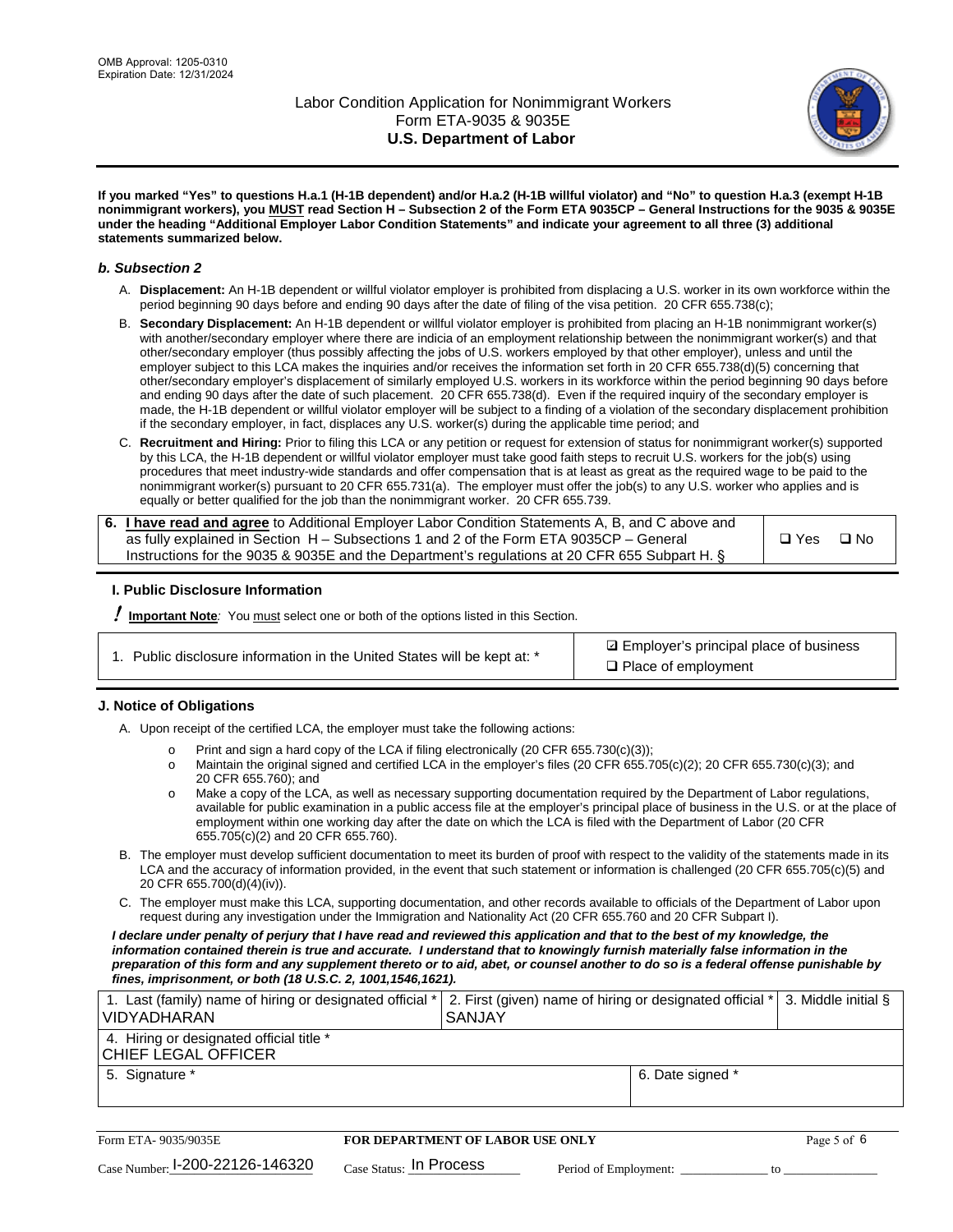If you marked "Yes" to questions H.a.1 (H-1B dependent) and/or H.a.2 (H-1B willful violator) and "No" to question H.a.3 (exempt H-1B nonimmigrant workers), you MUST read Section H – Subsection 2 of the Form ETA 9035CP – General Instructions for the 9035 & 9035E under the heading "Additional Employer Labor Condition Statements" and indicate your agreement to all three (3) additional statements summarized below.**

### *b. Subsection 2*

A. **Displacement:** An H-1B dependent or willful violator employer is prohibited from displacing a U.S. worker in its own workforce within the period beginning 90 days before and ending 90 days after the date of filing of the visa petition. 20 CFR 655.738(c);

B. **Secondary Displacement:** An H-1B dependent or willful violator employer is prohibited from placing an H-1B nonimmigrant worker(s) with another/secondary employer where there are indicia of an employment relationship between the nonimmigrant worker(s) and that other/secondary employer (thus possibly affecting the jobs of U.S. workers employed by that other employer), unless and until the employer subject to this LCA makes the inquiries and/or receives the information set forth in 20 CFR 655.738(d)(5) concerning that other/secondary employer's displacement of similarly employed U.S. workers in its workforce within the period beginning 90 days before and ending 90 days after the date of such placement. 20 CFR 655.738(d). Even if the required inquiry of the secondary employer is made, the H-1B dependent or willful violator employer will be subject to a finding of a violation of the secondary displacement prohibition if the secondary employer, in fact, displaces any U.S. worker(s) during the applicable time period; and

C. **Recruitment and Hiring:** Prior to filing this LCA or any petition or request for extension of status for nonimmigrant worker(s) supported by this LCA, the H-1B dependent or willful violator employer must take good faith steps to recruit U.S. workers for the job(s) using procedures that meet industry-wide standards and offer compensation that is at least as great as the required wage to be paid to the nonimmigrant worker(s) pursuant to 20 CFR 655.731(a). The employer must offer the job(s) to any U.S. worker who applies and is equally or better qualified for the job than the nonimmigrant worker. 20 CFR 655.739.

| 6. **I have read and agree** to Additional Employer Labor Condition Statements A, B, and C above and as fully explained in Section H – Subsections 1 and 2 of the Form ETA 9035CP – General Instructions for the 9035 & 9035E and the Department's regulations at 20 CFR 655 Subpart H. § | ❑ Yes ❑ No |
|---|---|

## I. Public Disclosure Information

**! Important Note**: You must select one or both of the options listed in this Section.

| 1. Public disclosure information in the United States will be kept at: * | ☑ Employer's principal place of business<br>❑ Place of employment |
|---|---|

## J. Notice of Obligations

A. Upon receipt of the certified LCA, the employer must take the following actions:

- o Print and sign a hard copy of the LCA if filing electronically (20 CFR 655.730(c)(3));
- o Maintain the original signed and certified LCA in the employer's files (20 CFR 655.705(c)(2); 20 CFR 655.730(c)(3); and 20 CFR 655.760); and
- o Make a copy of the LCA, as well as necessary supporting documentation required by the Department of Labor regulations, available for public examination in a public access file at the employer's principal place of business in the U.S. or at the place of employment within one working day after the date on which the LCA is filed with the Department of Labor (20 CFR 655.705(c)(2) and 20 CFR 655.760).

B. The employer must develop sufficient documentation to meet its burden of proof with respect to the validity of the statements made in its LCA and the accuracy of information provided, in the event that such statement or information is challenged (20 CFR 655.705(c)(5) and 20 CFR 655.700(d)(4)(iv)).

C. The employer must make this LCA, supporting documentation, and other records available to officials of the Department of Labor upon request during any investigation under the Immigration and Nationality Act (20 CFR 655.760 and 20 CFR Subpart I).

***I declare under penalty of perjury that I have read and reviewed this application and that to the best of my knowledge, the information contained therein is true and accurate. I understand that to knowingly furnish materially false information in the preparation of this form and any supplement thereto or to aid, abet, or counsel another to do so is a federal offense punishable by fines, imprisonment, or both (18 U.S.C. 2, 1001,1546,1621).***

| 1. Last (family) name of hiring or designated official * VIDYADHARAN | 2. First (given) name of hiring or designated official * SANJAY | 3. Middle initial § |
|---|---|---|
| 4. Hiring or designated official title * CHIEF LEGAL OFFICER | | |
| 5. Signature * | 6. Date signed * | |

| Form ETA- 9035/9035E | FOR DEPARTMENT OF LABOR USE ONLY | |
|---|---|---|
| Case Number: I-200-22126-146320 | Case Status: In Process | Period of Employment: _____________ to _____________ |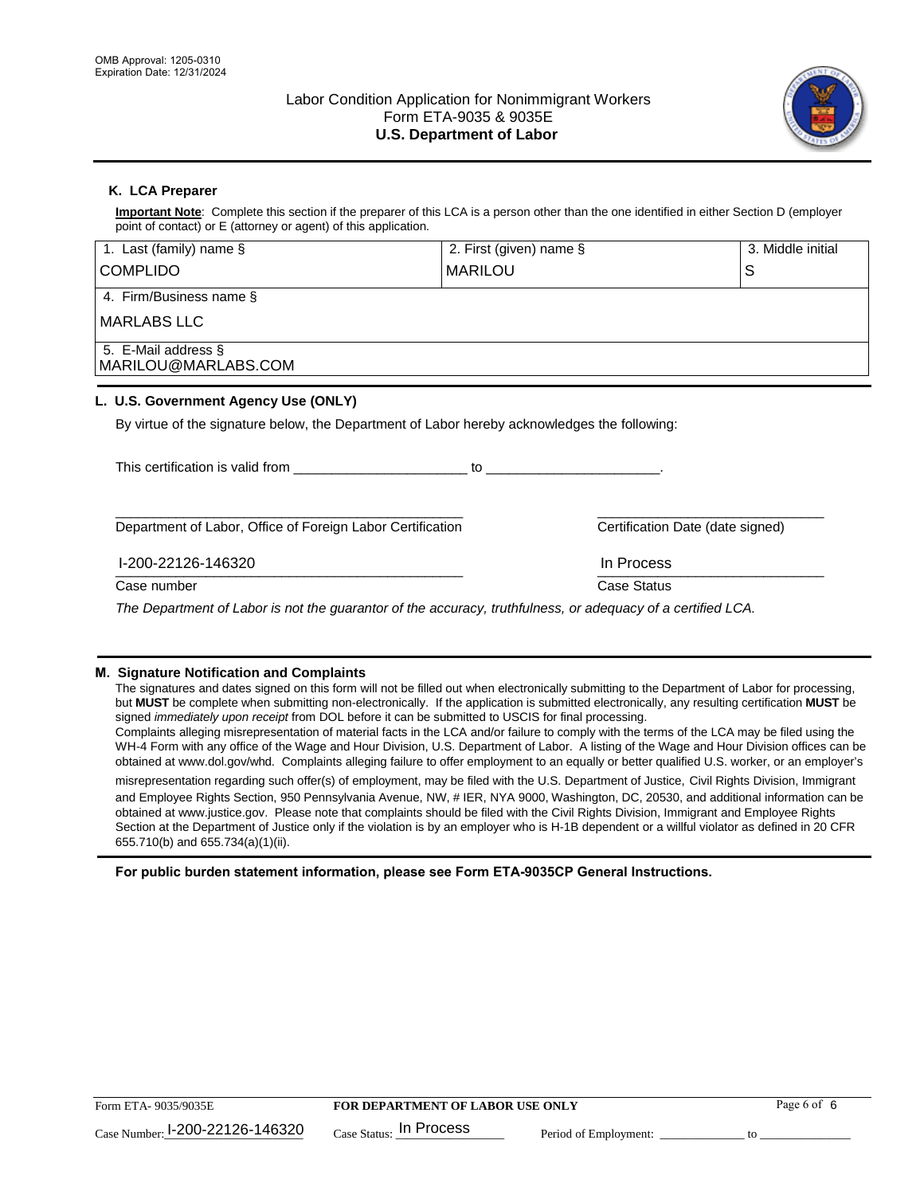OMB Approval: 1205-0310
Expiration Date: 12/31/2024

# Labor Condition Application for Nonimmigrant Workers
Form ETA-9035 & 9035E
**U.S. Department of Labor**

## K. LCA Preparer

**Important Note**: Complete this section if the preparer of this LCA is a person other than the one identified in either Section D (employer point of contact) or E (attorney or agent) of this application.

| 1. Last (family) name § | 2. First (given) name § | 3. Middle initial |
|---|---|---|
| COMPLIDO | MARILOU | S |
| 4. Firm/Business name § | | |
| MARLABS LLC | | |
| 5. E-Mail address § | | |
| MARILOU@MARLABS.COM | | |

## L. U.S. Government Agency Use (ONLY)

By virtue of the signature below, the Department of Labor hereby acknowledges the following:

This certification is valid from ______________________ to ______________________.

Department of Labor, Office of Foreign Labor Certification

Certification Date (date signed)

I-200-22126-146320

Case number

In Process

Case Status

*The Department of Labor is not the guarantor of the accuracy, truthfulness, or adequacy of a certified LCA.*

## M. Signature Notification and Complaints

The signatures and dates signed on this form will not be filled out when electronically submitting to the Department of Labor for processing, but **MUST** be complete when submitting non-electronically. If the application is submitted electronically, any resulting certification **MUST** be signed *immediately upon receipt* from DOL before it can be submitted to USCIS for final processing.

Complaints alleging misrepresentation of material facts in the LCA and/or failure to comply with the terms of the LCA may be filed using the WH-4 Form with any office of the Wage and Hour Division, U.S. Department of Labor. A listing of the Wage and Hour Division offices can be obtained at www.dol.gov/whd. Complaints alleging failure to offer employment to an equally or better qualified U.S. worker, or an employer's misrepresentation regarding such offer(s) of employment, may be filed with the U.S. Department of Justice, Civil Rights Division, Immigrant and Employee Rights Section, 950 Pennsylvania Avenue, NW, # IER, NYA 9000, Washington, DC, 20530, and additional information can be obtained at www.justice.gov. Please note that complaints should be filed with the Civil Rights Division, Immigrant and Employee Rights Section at the Department of Justice only if the violation is by an employer who is H-1B dependent or a willful violator as defined in 20 CFR 655.710(b) and 655.734(a)(1)(ii).

**For public burden statement information, please see Form ETA-9035CP General Instructions.**

Form ETA- 9035/9035E — **FOR DEPARTMENT OF LABOR USE ONLY**

Case Number: I-200-22126-146320 Case Status: In Process Period of Employment: ____________ to ____________